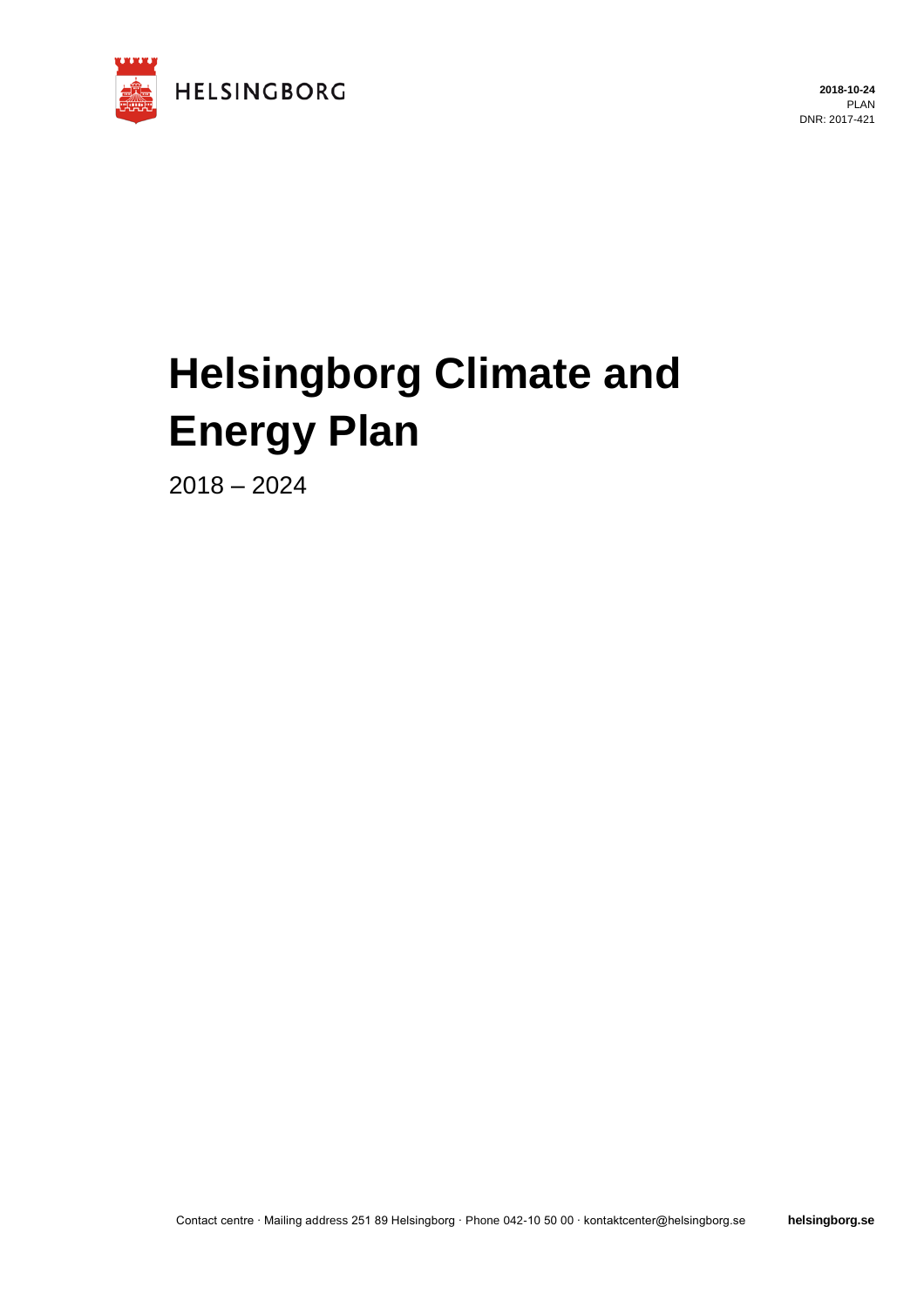HELSINGBORG

**2018-10-24**
PLAN
DNR: 2017-421

# Helsingborg Climate and Energy Plan

2018 – 2024

Contact centre · Mailing address 251 89 Helsingborg · Phone 042-10 50 00 · kontaktcenter@helsingborg.se **helsingborg.se**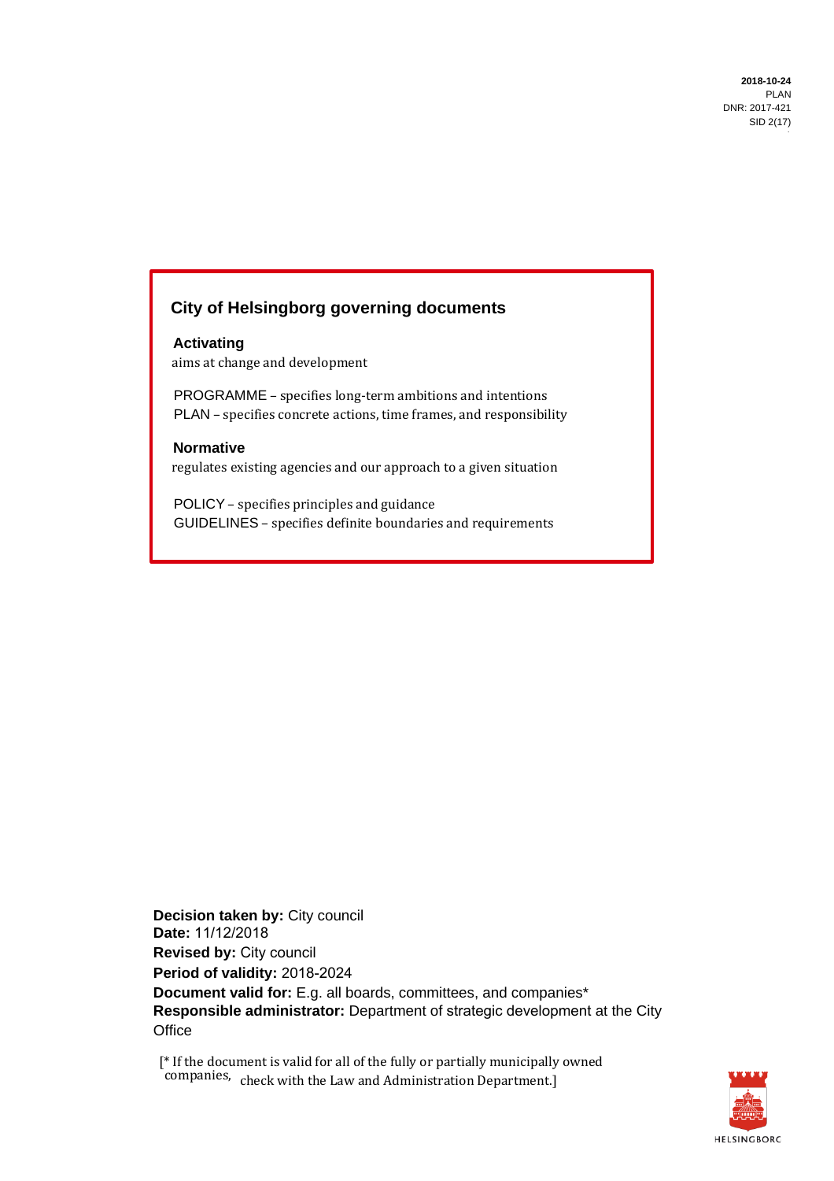## City of Helsingborg governing documents

**Activating**
aims at change and development

PROGRAMME – specifies long-term ambitions and intentions
PLAN – specifies concrete actions, time frames, and responsibility

**Normative**
regulates existing agencies and our approach to a given situation

POLICY – specifies principles and guidance
GUIDELINES – specifies definite boundaries and requirements

**Decision taken by:** City council
**Date:** 11/12/2018
**Revised by:** City council
**Period of validity:** 2018-2024
**Document valid for:** E.g. all boards, committees, and companies*
**Responsible administrator:** Department of strategic development at the City Office

[* If the document is valid for all of the fully or partially municipally owned companies, check with the Law and Administration Department.]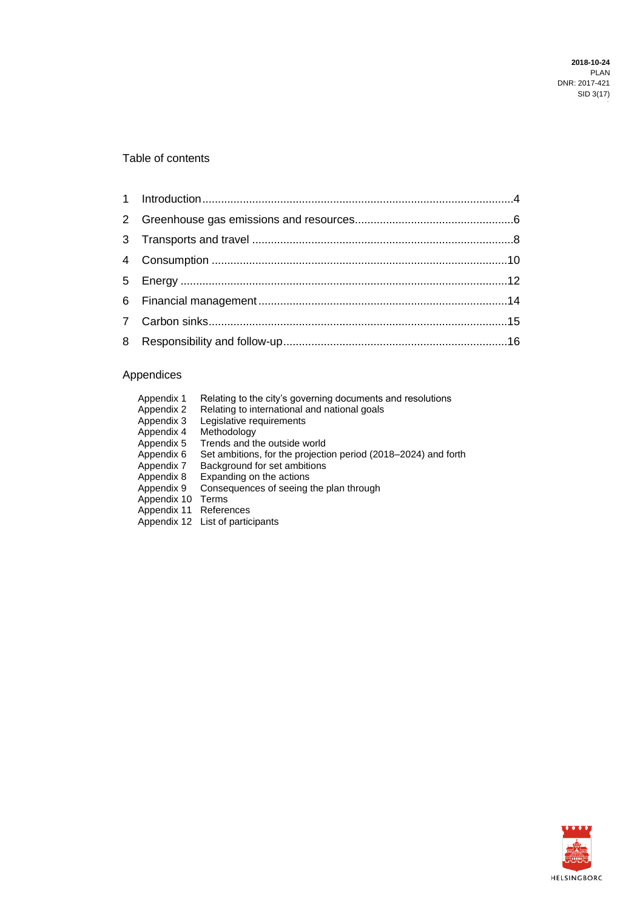Table of contents

1 Introduction ....................................................................................................4
2 Greenhouse gas emissions and resources ..................................................6
3 Transports and travel ....................................................................................8
4 Consumption ..............................................................................................10
5 Energy .........................................................................................................12
6 Financial management ...............................................................................14
7 Carbon sinks ...............................................................................................15
8 Responsibility and follow-up.......................................................................16

Appendices

Appendix 1 Relating to the city's governing documents and resolutions
Appendix 2 Relating to international and national goals
Appendix 3 Legislative requirements
Appendix 4 Methodology
Appendix 5 Trends and the outside world
Appendix 6 Set ambitions, for the projection period (2018–2024) and forth
Appendix 7 Background for set ambitions
Appendix 8 Expanding on the actions
Appendix 9 Consequences of seeing the plan through
Appendix 10 Terms
Appendix 11 References
Appendix 12 List of participants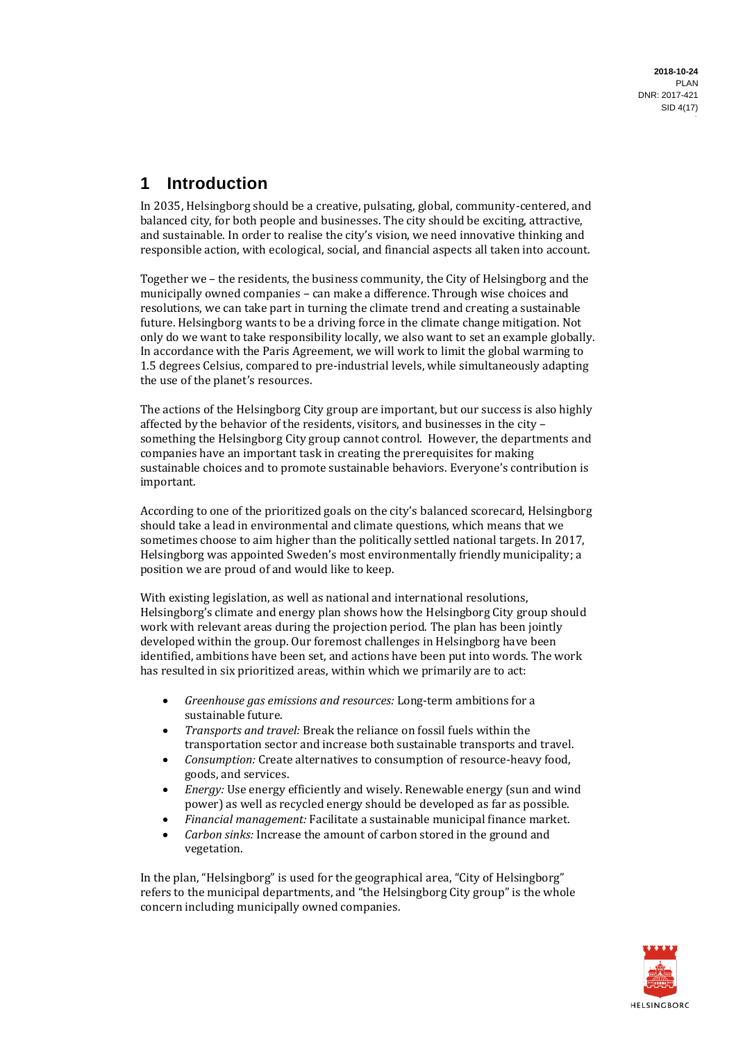# 1 Introduction

In 2035, Helsingborg should be a creative, pulsating, global, community-centered, and balanced city, for both people and businesses. The city should be exciting, attractive, and sustainable. In order to realise the city's vision, we need innovative thinking and responsible action, with ecological, social, and financial aspects all taken into account.

Together we – the residents, the business community, the City of Helsingborg and the municipally owned companies – can make a difference. Through wise choices and resolutions, we can take part in turning the climate trend and creating a sustainable future. Helsingborg wants to be a driving force in the climate change mitigation. Not only do we want to take responsibility locally, we also want to set an example globally. In accordance with the Paris Agreement, we will work to limit the global warming to 1.5 degrees Celsius, compared to pre-industrial levels, while simultaneously adapting the use of the planet's resources.

The actions of the Helsingborg City group are important, but our success is also highly affected by the behavior of the residents, visitors, and businesses in the city – something the Helsingborg City group cannot control. However, the departments and companies have an important task in creating the prerequisites for making sustainable choices and to promote sustainable behaviors. Everyone's contribution is important.

According to one of the prioritized goals on the city's balanced scorecard, Helsingborg should take a lead in environmental and climate questions, which means that we sometimes choose to aim higher than the politically settled national targets. In 2017, Helsingborg was appointed Sweden's most environmentally friendly municipality; a position we are proud of and would like to keep.

With existing legislation, as well as national and international resolutions, Helsingborg's climate and energy plan shows how the Helsingborg City group should work with relevant areas during the projection period. The plan has been jointly developed within the group. Our foremost challenges in Helsingborg have been identified, ambitions have been set, and actions have been put into words. The work has resulted in six prioritized areas, within which we primarily are to act:

- *Greenhouse gas emissions and resources:* Long-term ambitions for a sustainable future.
- *Transports and travel:* Break the reliance on fossil fuels within the transportation sector and increase both sustainable transports and travel.
- *Consumption:* Create alternatives to consumption of resource-heavy food, goods, and services.
- *Energy:* Use energy efficiently and wisely. Renewable energy (sun and wind power) as well as recycled energy should be developed as far as possible.
- *Financial management:* Facilitate a sustainable municipal finance market.
- *Carbon sinks:* Increase the amount of carbon stored in the ground and vegetation.

In the plan, "Helsingborg" is used for the geographical area, "City of Helsingborg" refers to the municipal departments, and "the Helsingborg City group" is the whole concern including municipally owned companies.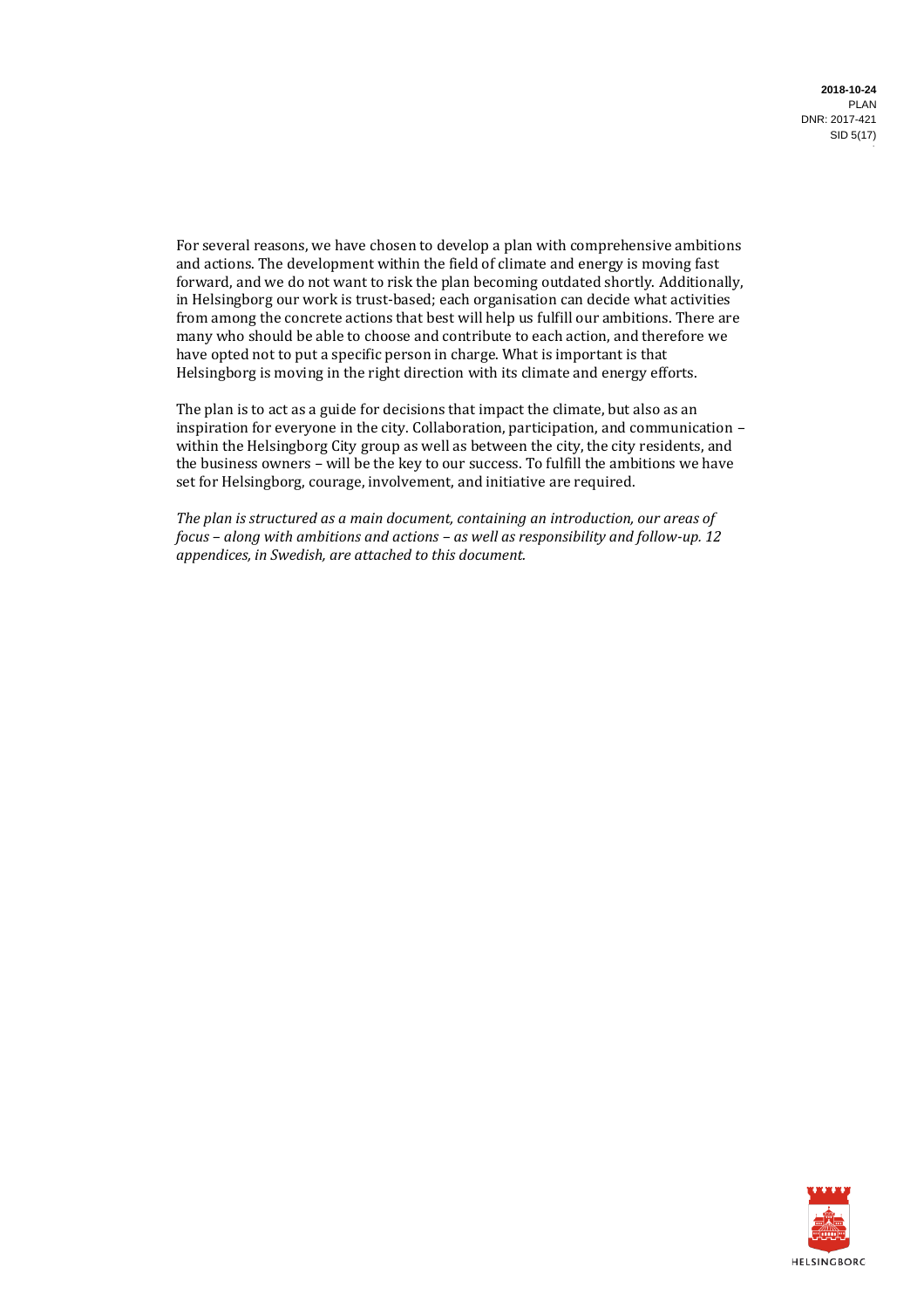For several reasons, we have chosen to develop a plan with comprehensive ambitions and actions. The development within the field of climate and energy is moving fast forward, and we do not want to risk the plan becoming outdated shortly. Additionally, in Helsingborg our work is trust-based; each organisation can decide what activities from among the concrete actions that best will help us fulfill our ambitions. There are many who should be able to choose and contribute to each action, and therefore we have opted not to put a specific person in charge. What is important is that Helsingborg is moving in the right direction with its climate and energy efforts.

The plan is to act as a guide for decisions that impact the climate, but also as an inspiration for everyone in the city. Collaboration, participation, and communication – within the Helsingborg City group as well as between the city, the city residents, and the business owners – will be the key to our success. To fulfill the ambitions we have set for Helsingborg, courage, involvement, and initiative are required.

*The plan is structured as a main document, containing an introduction, our areas of focus – along with ambitions and actions – as well as responsibility and follow-up. 12 appendices, in Swedish, are attached to this document.*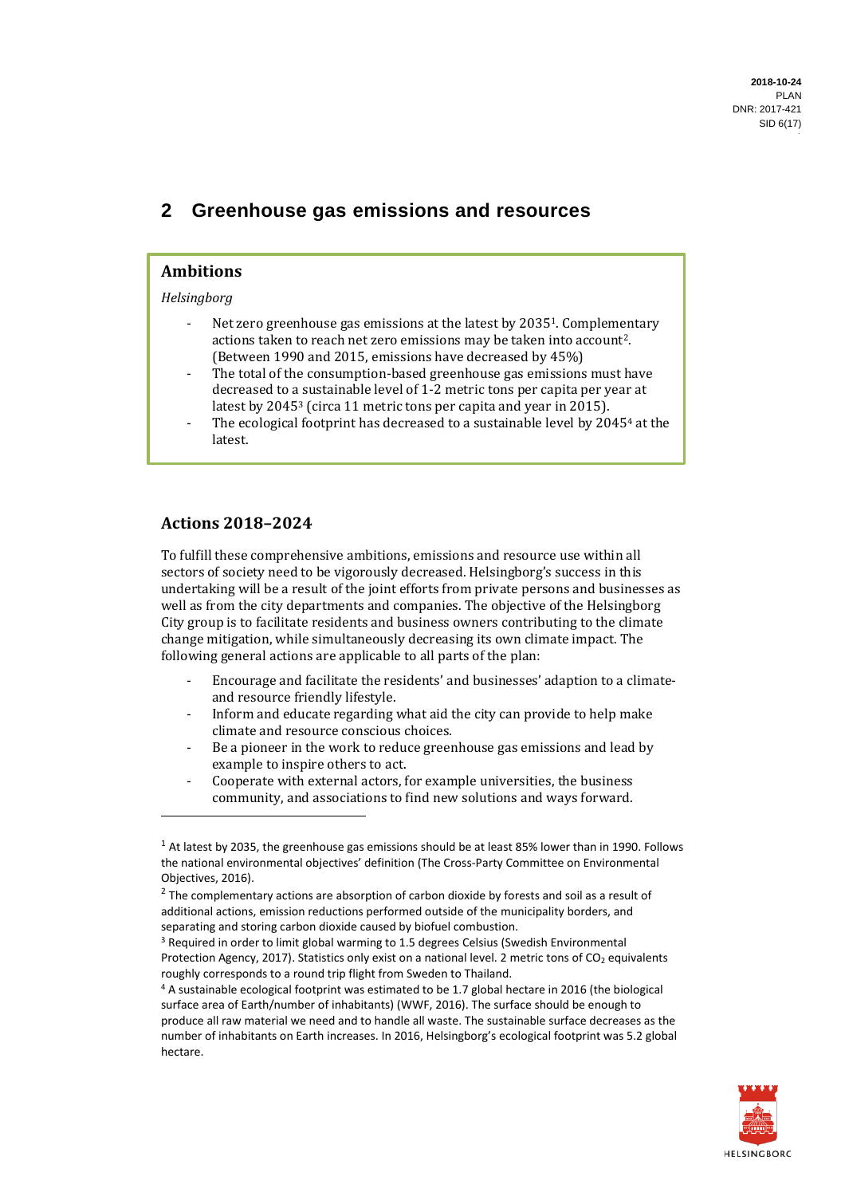## 2 Greenhouse gas emissions and resources

### Ambitions

*Helsingborg*

- Net zero greenhouse gas emissions at the latest by 2035[1]. Complementary actions taken to reach net zero emissions may be taken into account[2]. (Between 1990 and 2015, emissions have decreased by 45%)
- The total of the consumption-based greenhouse gas emissions must have decreased to a sustainable level of 1-2 metric tons per capita per year at latest by 2045[3] (circa 11 metric tons per capita and year in 2015).
- The ecological footprint has decreased to a sustainable level by 2045[4] at the latest.

### Actions 2018–2024

To fulfill these comprehensive ambitions, emissions and resource use within all sectors of society need to be vigorously decreased. Helsingborg's success in this undertaking will be a result of the joint efforts from private persons and businesses as well as from the city departments and companies. The objective of the Helsingborg City group is to facilitate residents and business owners contributing to the climate change mitigation, while simultaneously decreasing its own climate impact. The following general actions are applicable to all parts of the plan:

- Encourage and facilitate the residents' and businesses' adaption to a climate- and resource friendly lifestyle.
- Inform and educate regarding what aid the city can provide to help make climate and resource conscious choices.
- Be a pioneer in the work to reduce greenhouse gas emissions and lead by example to inspire others to act.
- Cooperate with external actors, for example universities, the business community, and associations to find new solutions and ways forward.

---

[1] At latest by 2035, the greenhouse gas emissions should be at least 85% lower than in 1990. Follows the national environmental objectives' definition (The Cross-Party Committee on Environmental Objectives, 2016).

[2] The complementary actions are absorption of carbon dioxide by forests and soil as a result of additional actions, emission reductions performed outside of the municipality borders, and separating and storing carbon dioxide caused by biofuel combustion.

[3] Required in order to limit global warming to 1.5 degrees Celsius (Swedish Environmental Protection Agency, 2017). Statistics only exist on a national level. 2 metric tons of $CO_2$ equivalents roughly corresponds to a round trip flight from Sweden to Thailand.

[4] A sustainable ecological footprint was estimated to be 1.7 global hectare in 2016 (the biological surface area of Earth/number of inhabitants) (WWF, 2016). The surface should be enough to produce all raw material we need and to handle all waste. The sustainable surface decreases as the number of inhabitants on Earth increases. In 2016, Helsingborg's ecological footprint was 5.2 global hectare.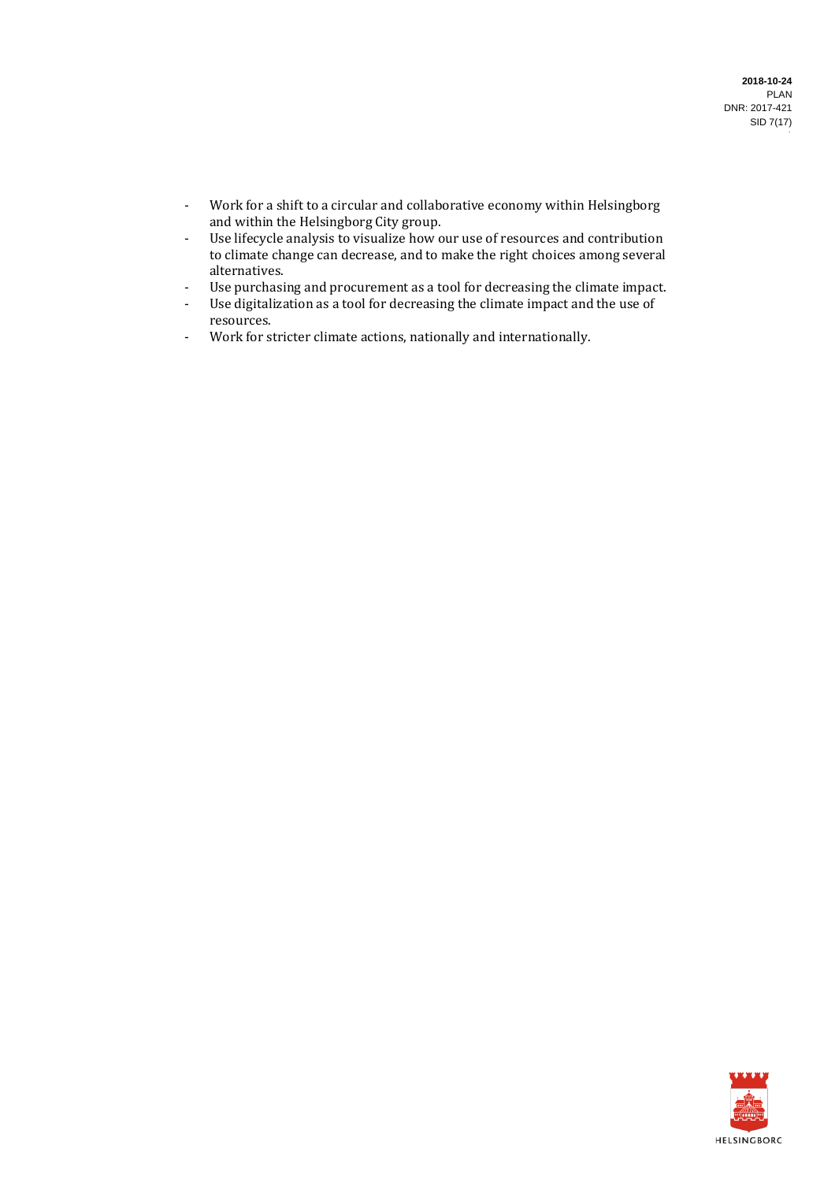- Work for a shift to a circular and collaborative economy within Helsingborg and within the Helsingborg City group.
- Use lifecycle analysis to visualize how our use of resources and contribution to climate change can decrease, and to make the right choices among several alternatives.
- Use purchasing and procurement as a tool for decreasing the climate impact.
- Use digitalization as a tool for decreasing the climate impact and the use of resources.
- Work for stricter climate actions, nationally and internationally.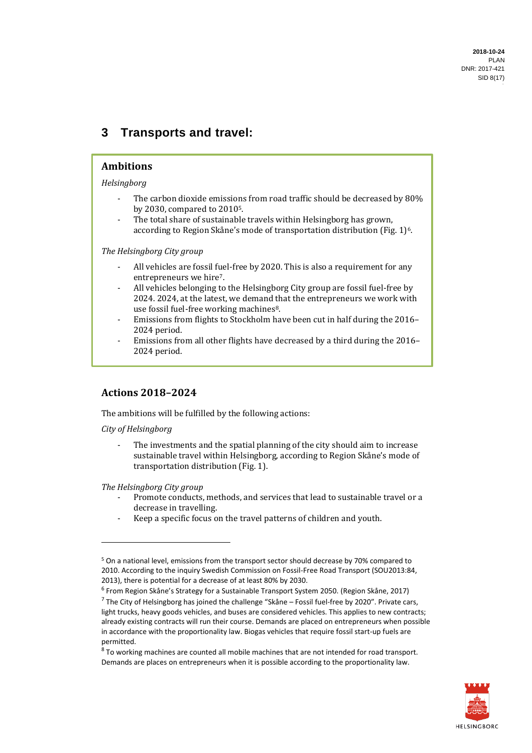# 3 Transports and travel:

## Ambitions

*Helsingborg*

- The carbon dioxide emissions from road traffic should be decreased by 80% by 2030, compared to 2010[5].
- The total share of sustainable travels within Helsingborg has grown, according to Region Skåne's mode of transportation distribution (Fig. 1)[6].

*The Helsingborg City group*

- All vehicles are fossil fuel-free by 2020. This is also a requirement for any entrepreneurs we hire[7].
- All vehicles belonging to the Helsingborg City group are fossil fuel-free by 2024. 2024, at the latest, we demand that the entrepreneurs we work with use fossil fuel-free working machines[8].
- Emissions from flights to Stockholm have been cut in half during the 2016–2024 period.
- Emissions from all other flights have decreased by a third during the 2016–2024 period.

## Actions 2018–2024

The ambitions will be fulfilled by the following actions:

*City of Helsingborg*

- The investments and the spatial planning of the city should aim to increase sustainable travel within Helsingborg, according to Region Skåne's mode of transportation distribution (Fig. 1).

*The Helsingborg City group*

- Promote conducts, methods, and services that lead to sustainable travel or a decrease in travelling.
- Keep a specific focus on the travel patterns of children and youth.

---

[5] On a national level, emissions from the transport sector should decrease by 70% compared to 2010. According to the inquiry Swedish Commission on Fossil-Free Road Transport (SOU2013:84, 2013), there is potential for a decrease of at least 80% by 2030.

[6] From Region Skåne's Strategy for a Sustainable Transport System 2050. (Region Skåne, 2017)

[7] The City of Helsingborg has joined the challenge "Skåne – Fossil fuel-free by 2020". Private cars, light trucks, heavy goods vehicles, and buses are considered vehicles. This applies to new contracts; already existing contracts will run their course. Demands are placed on entrepreneurs when possible in accordance with the proportionality law. Biogas vehicles that require fossil start-up fuels are permitted.

[8] To working machines are counted all mobile machines that are not intended for road transport. Demands are places on entrepreneurs when it is possible according to the proportionality law.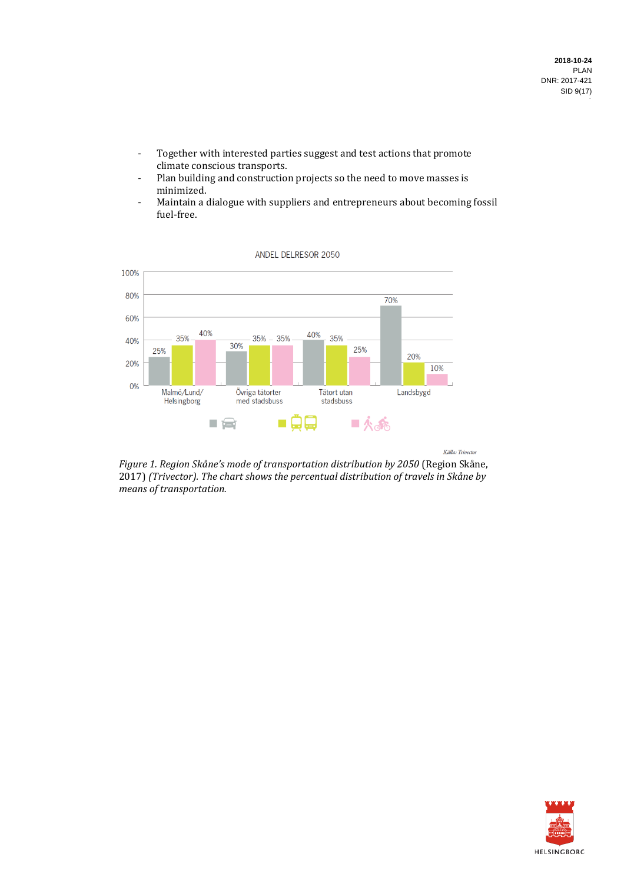- Together with interested parties suggest and test actions that promote climate conscious transports.
- Plan building and construction projects so the need to move masses is minimized.
- Maintain a dialogue with suppliers and entrepreneurs about becoming fossil fuel-free.

ANDEL DELRESOR 2050

| | Car | Public transport (train/bus) | Walking/cycling |
|---|---|---|---|
| Malmö/Lund/Helsingborg | 25% | 35% | 40% |
| Övriga tätorter med stadsbuss | 30% | 35% | 35% |
| Tätort utan stadsbuss | 40% | 35% | 25% |
| Landsbygd | 70% | 20% | 10% |

Källa: Trivector

*Figure 1. Region Skåne's mode of transportation distribution by 2050* (Region Skåne, 2017) *(Trivector). The chart shows the percentual distribution of travels in Skåne by means of transportation.*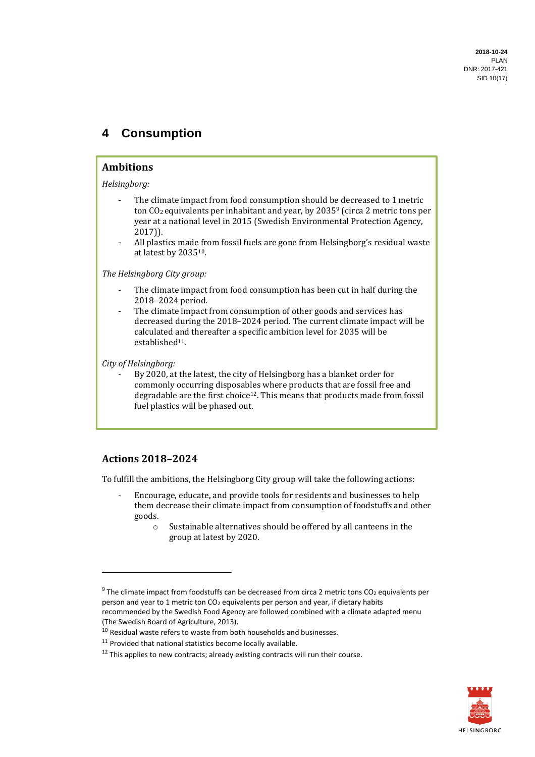# 4 Consumption

## Ambitions

*Helsingborg:*

- The climate impact from food consumption should be decreased to 1 metric ton $CO_2$ equivalents per inhabitant and year, by 2035[9] (circa 2 metric tons per year at a national level in 2015 (Swedish Environmental Protection Agency, 2017)).
- All plastics made from fossil fuels are gone from Helsingborg's residual waste at latest by 2035[10].

*The Helsingborg City group:*

- The climate impact from food consumption has been cut in half during the 2018–2024 period.
- The climate impact from consumption of other goods and services has decreased during the 2018–2024 period. The current climate impact will be calculated and thereafter a specific ambition level for 2035 will be established[11].

*City of Helsingborg:*

- By 2020, at the latest, the city of Helsingborg has a blanket order for commonly occurring disposables where products that are fossil free and degradable are the first choice[12]. This means that products made from fossil fuel plastics will be phased out.

## Actions 2018–2024

To fulfill the ambitions, the Helsingborg City group will take the following actions:

- Encourage, educate, and provide tools for residents and businesses to help them decrease their climate impact from consumption of foodstuffs and other goods.
  - Sustainable alternatives should be offered by all canteens in the group at latest by 2020.

---

[9] The climate impact from foodstuffs can be decreased from circa 2 metric tons $CO_2$ equivalents per person and year to 1 metric ton $CO_2$ equivalents per person and year, if dietary habits recommended by the Swedish Food Agency are followed combined with a climate adapted menu (The Swedish Board of Agriculture, 2013).

[10] Residual waste refers to waste from both households and businesses.

[11] Provided that national statistics become locally available.

[12] This applies to new contracts; already existing contracts will run their course.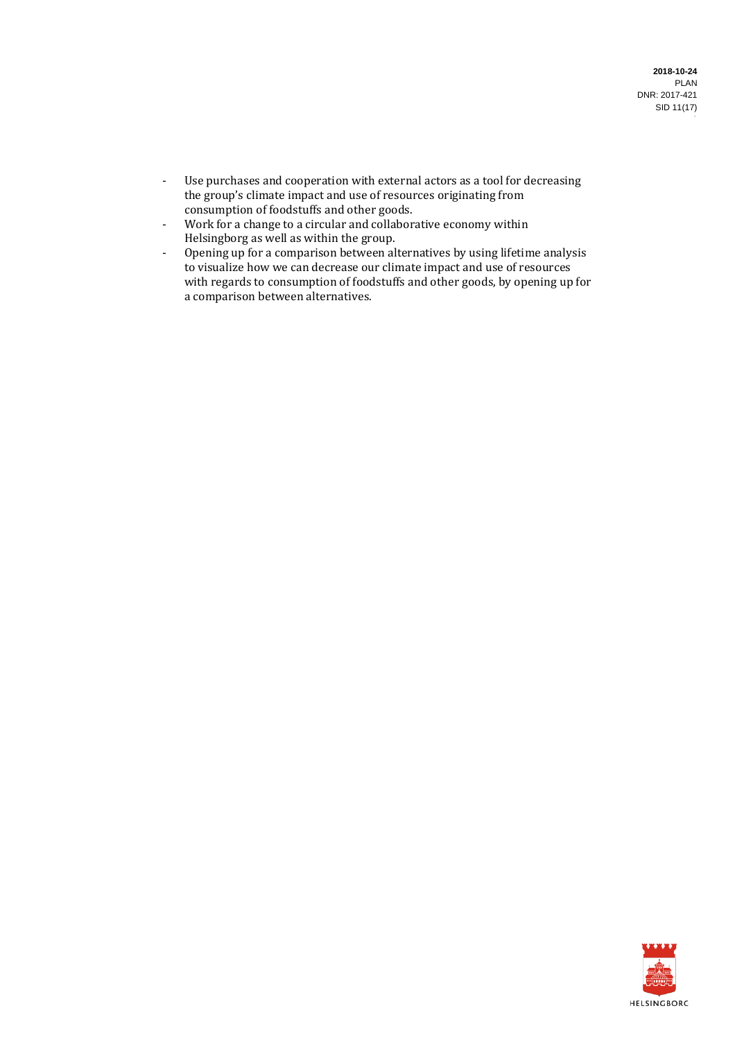- Use purchases and cooperation with external actors as a tool for decreasing the group's climate impact and use of resources originating from consumption of foodstuffs and other goods.
- Work for a change to a circular and collaborative economy within Helsingborg as well as within the group.
- Opening up for a comparison between alternatives by using lifetime analysis to visualize how we can decrease our climate impact and use of resources with regards to consumption of foodstuffs and other goods, by opening up for a comparison between alternatives.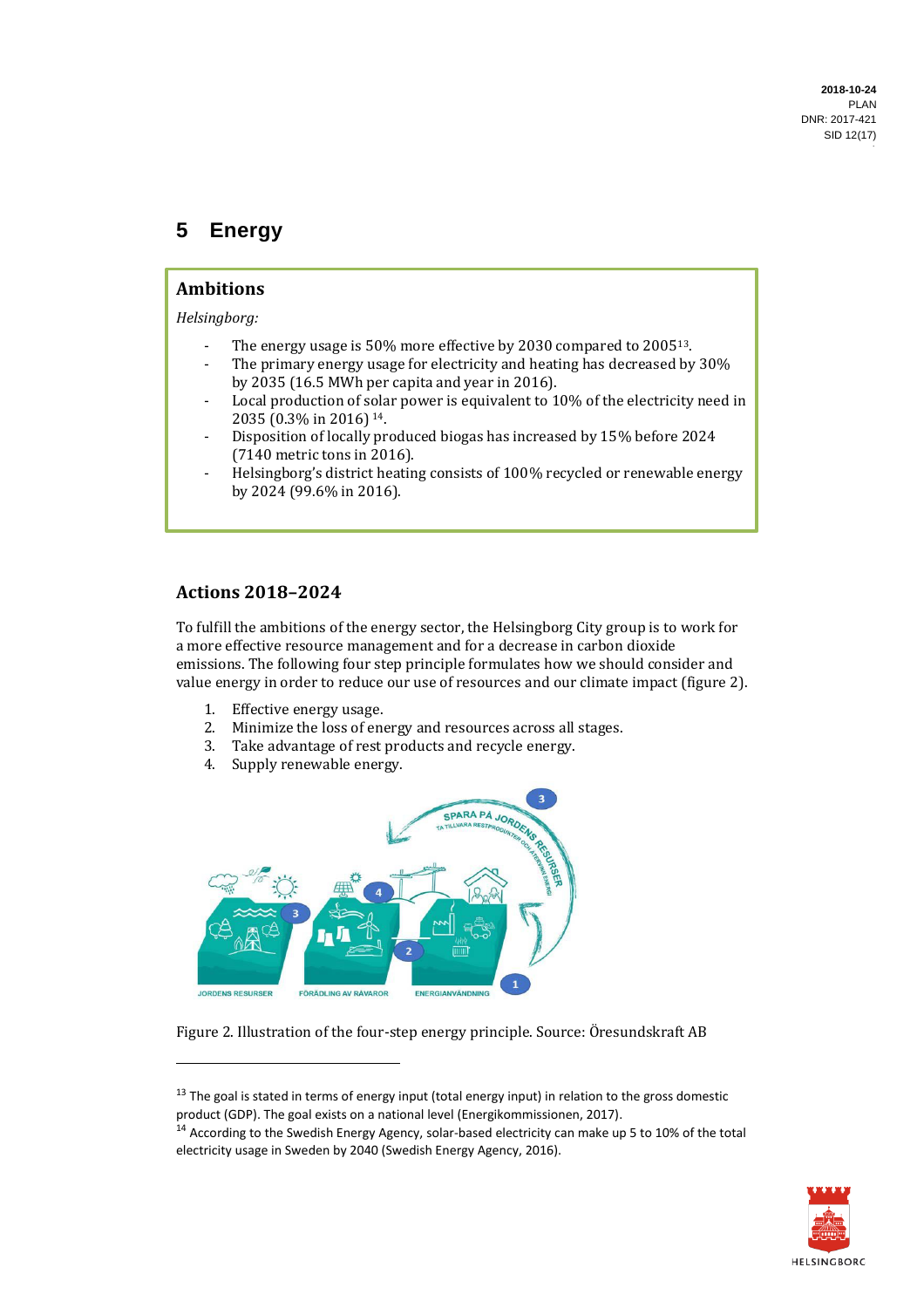# 5 Energy

## Ambitions

*Helsingborg:*

- The energy usage is 50% more effective by 2030 compared to 2005[13].
- The primary energy usage for electricity and heating has decreased by 30% by 2035 (16.5 MWh per capita and year in 2016).
- Local production of solar power is equivalent to 10% of the electricity need in 2035 (0.3% in 2016) [14].
- Disposition of locally produced biogas has increased by 15% before 2024 (7140 metric tons in 2016).
- Helsingborg's district heating consists of 100% recycled or renewable energy by 2024 (99.6% in 2016).

## Actions 2018–2024

To fulfill the ambitions of the energy sector, the Helsingborg City group is to work for a more effective resource management and for a decrease in carbon dioxide emissions. The following four step principle formulates how we should consider and value energy in order to reduce our use of resources and our climate impact (figure 2).

1. Effective energy usage.
2. Minimize the loss of energy and resources across all stages.
3. Take advantage of rest products and recycle energy.
4. Supply renewable energy.

Figure 2. Illustration of the four-step energy principle. Source: Öresundskraft AB

[13] The goal is stated in terms of energy input (total energy input) in relation to the gross domestic product (GDP). The goal exists on a national level (Energikommissionen, 2017).

[14] According to the Swedish Energy Agency, solar-based electricity can make up 5 to 10% of the total electricity usage in Sweden by 2040 (Swedish Energy Agency, 2016).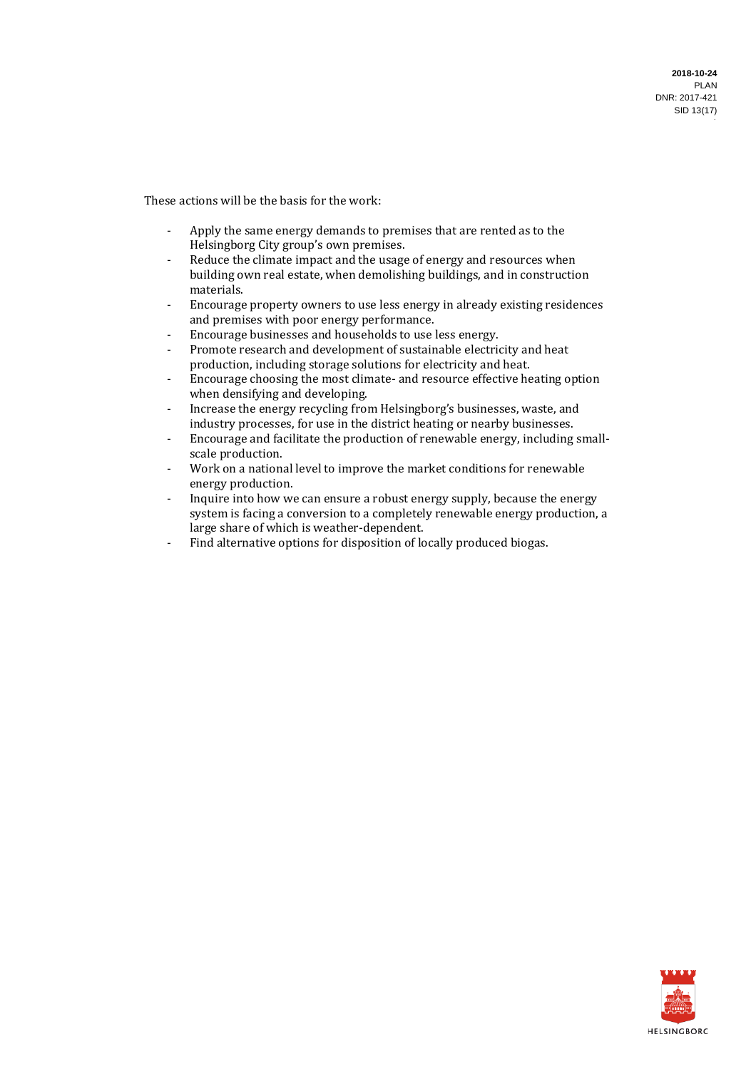These actions will be the basis for the work:

- Apply the same energy demands to premises that are rented as to the Helsingborg City group's own premises.
- Reduce the climate impact and the usage of energy and resources when building own real estate, when demolishing buildings, and in construction materials.
- Encourage property owners to use less energy in already existing residences and premises with poor energy performance.
- Encourage businesses and households to use less energy.
- Promote research and development of sustainable electricity and heat production, including storage solutions for electricity and heat.
- Encourage choosing the most climate- and resource effective heating option when densifying and developing.
- Increase the energy recycling from Helsingborg's businesses, waste, and industry processes, for use in the district heating or nearby businesses.
- Encourage and facilitate the production of renewable energy, including small-scale production.
- Work on a national level to improve the market conditions for renewable energy production.
- Inquire into how we can ensure a robust energy supply, because the energy system is facing a conversion to a completely renewable energy production, a large share of which is weather-dependent.
- Find alternative options for disposition of locally produced biogas.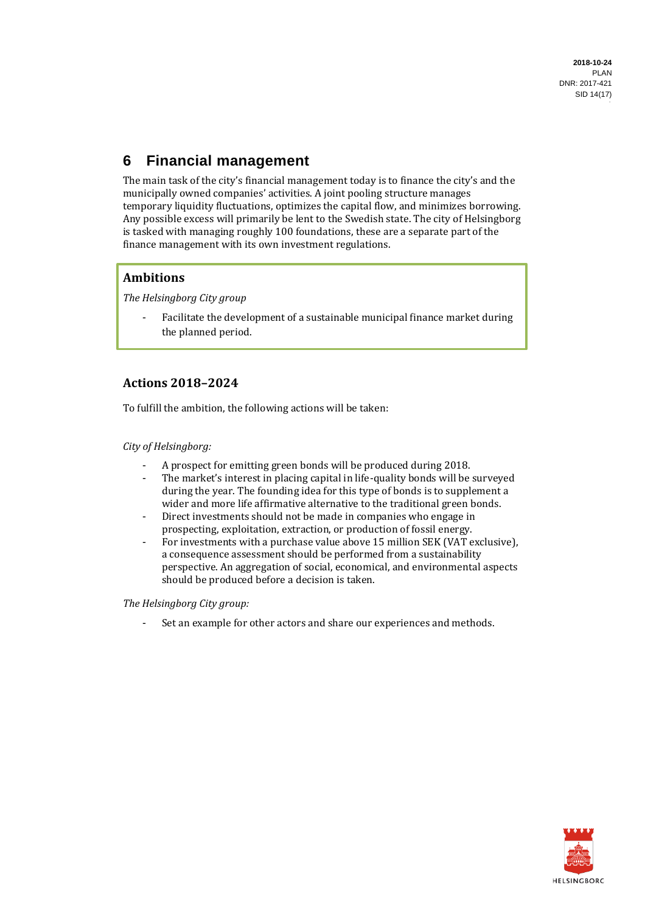# 6 Financial management

The main task of the city's financial management today is to finance the city's and the municipally owned companies' activities. A joint pooling structure manages temporary liquidity fluctuations, optimizes the capital flow, and minimizes borrowing. Any possible excess will primarily be lent to the Swedish state. The city of Helsingborg is tasked with managing roughly 100 foundations, these are a separate part of the finance management with its own investment regulations.

## Ambitions

*The Helsingborg City group*

- Facilitate the development of a sustainable municipal finance market during the planned period.

## Actions 2018–2024

To fulfill the ambition, the following actions will be taken:

*City of Helsingborg:*

- A prospect for emitting green bonds will be produced during 2018.
- The market's interest in placing capital in life-quality bonds will be surveyed during the year. The founding idea for this type of bonds is to supplement a wider and more life affirmative alternative to the traditional green bonds.
- Direct investments should not be made in companies who engage in prospecting, exploitation, extraction, or production of fossil energy.
- For investments with a purchase value above 15 million SEK (VAT exclusive), a consequence assessment should be performed from a sustainability perspective. An aggregation of social, economical, and environmental aspects should be produced before a decision is taken.

*The Helsingborg City group:*

- Set an example for other actors and share our experiences and methods.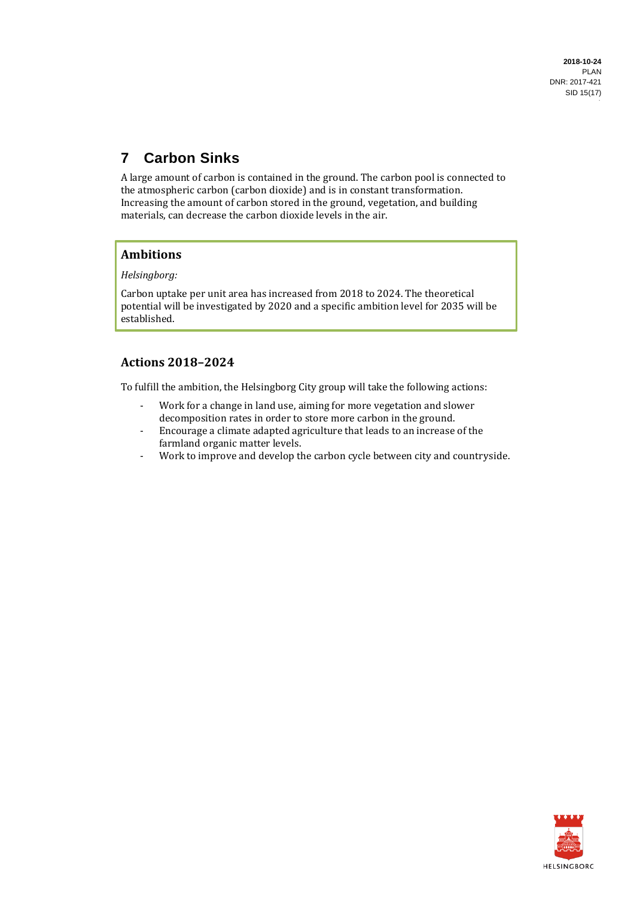# 7 Carbon Sinks

A large amount of carbon is contained in the ground. The carbon pool is connected to the atmospheric carbon (carbon dioxide) and is in constant transformation. Increasing the amount of carbon stored in the ground, vegetation, and building materials, can decrease the carbon dioxide levels in the air.

## Ambitions

*Helsingborg:*

Carbon uptake per unit area has increased from 2018 to 2024. The theoretical potential will be investigated by 2020 and a specific ambition level for 2035 will be established.

## Actions 2018–2024

To fulfill the ambition, the Helsingborg City group will take the following actions:

- Work for a change in land use, aiming for more vegetation and slower decomposition rates in order to store more carbon in the ground.
- Encourage a climate adapted agriculture that leads to an increase of the farmland organic matter levels.
- Work to improve and develop the carbon cycle between city and countryside.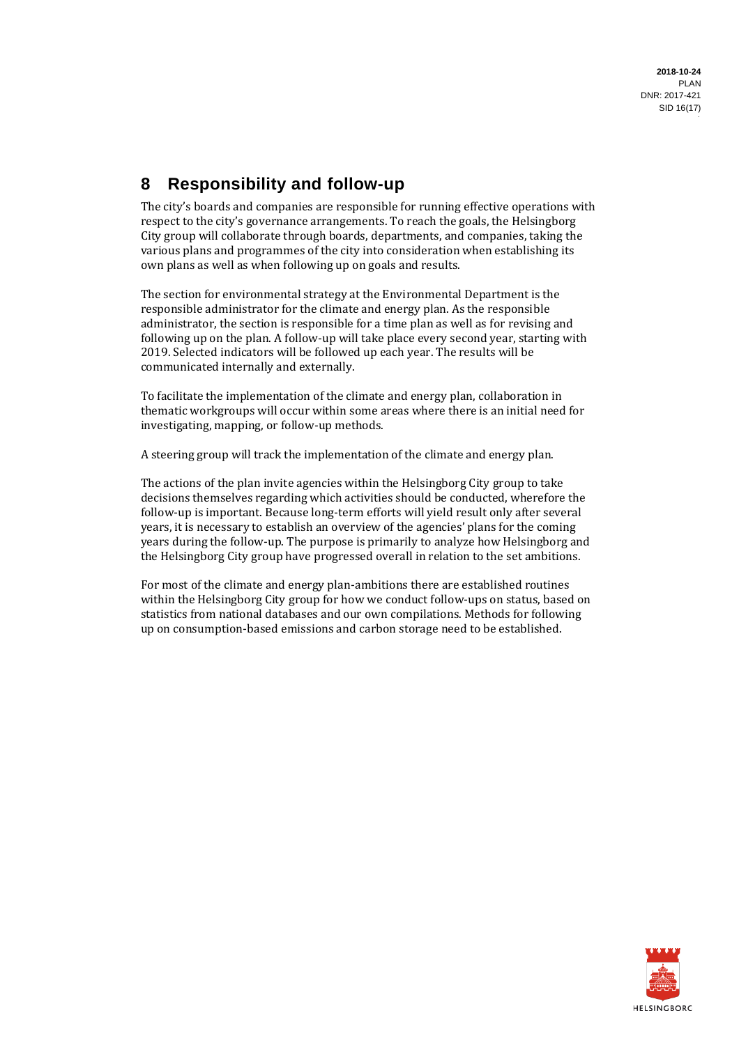# 8 Responsibility and follow-up

The city's boards and companies are responsible for running effective operations with respect to the city's governance arrangements. To reach the goals, the Helsingborg City group will collaborate through boards, departments, and companies, taking the various plans and programmes of the city into consideration when establishing its own plans as well as when following up on goals and results.

The section for environmental strategy at the Environmental Department is the responsible administrator for the climate and energy plan. As the responsible administrator, the section is responsible for a time plan as well as for revising and following up on the plan. A follow-up will take place every second year, starting with 2019. Selected indicators will be followed up each year. The results will be communicated internally and externally.

To facilitate the implementation of the climate and energy plan, collaboration in thematic workgroups will occur within some areas where there is an initial need for investigating, mapping, or follow-up methods.

A steering group will track the implementation of the climate and energy plan.

The actions of the plan invite agencies within the Helsingborg City group to take decisions themselves regarding which activities should be conducted, wherefore the follow-up is important. Because long-term efforts will yield result only after several years, it is necessary to establish an overview of the agencies' plans for the coming years during the follow-up. The purpose is primarily to analyze how Helsingborg and the Helsingborg City group have progressed overall in relation to the set ambitions.

For most of the climate and energy plan-ambitions there are established routines within the Helsingborg City group for how we conduct follow-ups on status, based on statistics from national databases and our own compilations. Methods for following up on consumption-based emissions and carbon storage need to be established.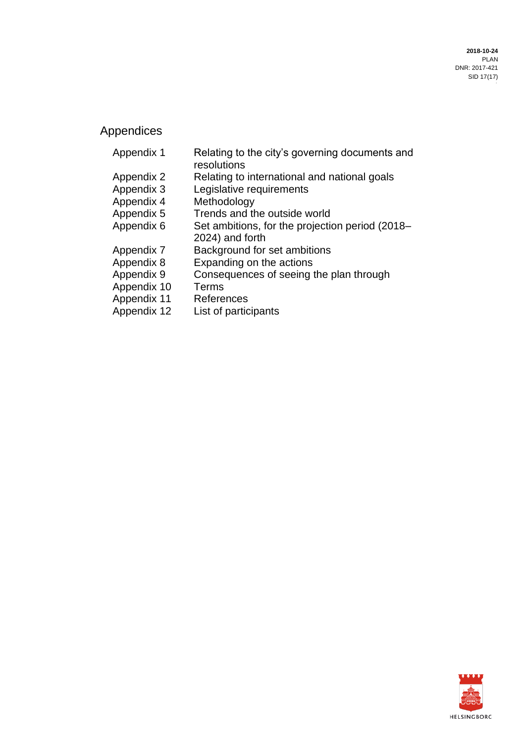## Appendices

| | |
|---|---|
| Appendix 1 | Relating to the city's governing documents and resolutions |
| Appendix 2 | Relating to international and national goals |
| Appendix 3 | Legislative requirements |
| Appendix 4 | Methodology |
| Appendix 5 | Trends and the outside world |
| Appendix 6 | Set ambitions, for the projection period (2018–2024) and forth |
| Appendix 7 | Background for set ambitions |
| Appendix 8 | Expanding on the actions |
| Appendix 9 | Consequences of seeing the plan through |
| Appendix 10 | Terms |
| Appendix 11 | References |
| Appendix 12 | List of participants |